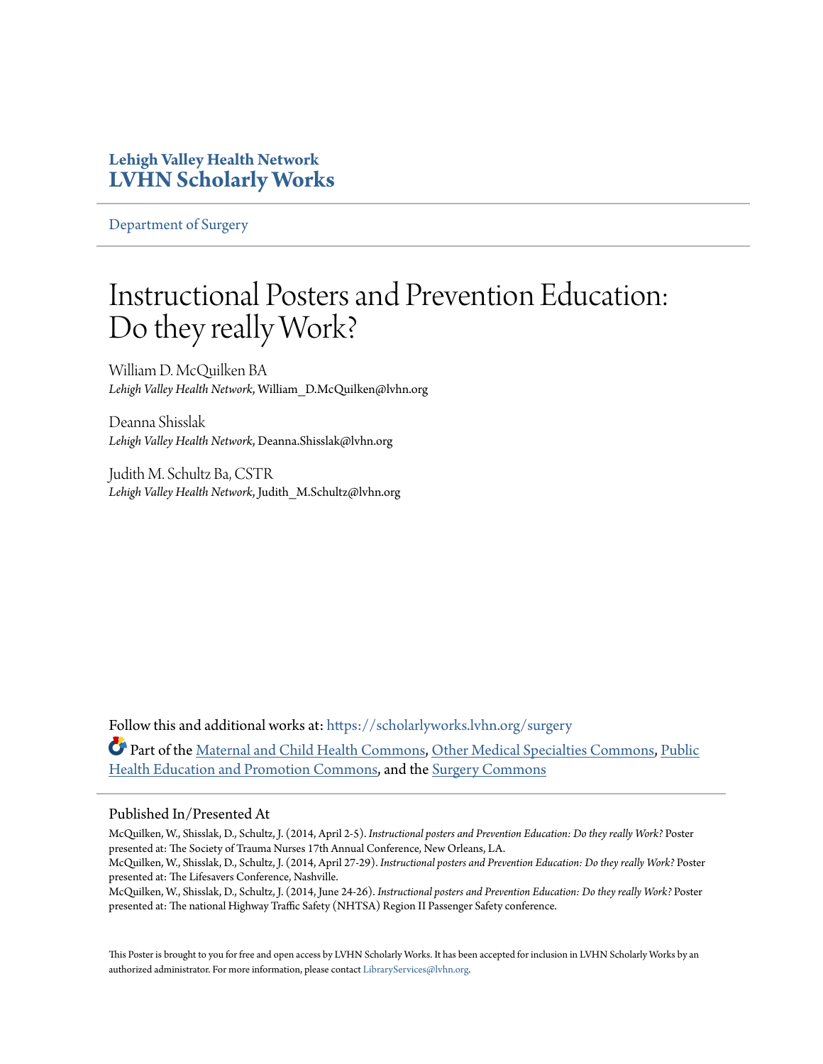Lehigh Valley Health Network

**LVHN Scholarly Works**

Department of Surgery

# Instructional Posters and Prevention Education: Do they really Work?

William D. McQuilken BA
*Lehigh Valley Health Network*, William_D.McQuilken@lvhn.org

Deanna Shisslak
*Lehigh Valley Health Network*, Deanna.Shisslak@lvhn.org

Judith M. Schultz Ba, CSTR
*Lehigh Valley Health Network*, Judith_M.Schultz@lvhn.org

Follow this and additional works at: https://scholarlyworks.lvhn.org/surgery

Part of the Maternal and Child Health Commons, Other Medical Specialties Commons, Public Health Education and Promotion Commons, and the Surgery Commons

## Published In/Presented At

McQuilken, W., Shisslak, D., Schultz, J. (2014, April 2-5). *Instructional posters and Prevention Education: Do they really Work?* Poster presented at: The Society of Trauma Nurses 17th Annual Conference, New Orleans, LA.
McQuilken, W., Shisslak, D., Schultz, J. (2014, April 27-29). *Instructional posters and Prevention Education: Do they really Work?* Poster presented at: The Lifesavers Conference, Nashville.
McQuilken, W., Shisslak, D., Schultz, J. (2014, June 24-26). *Instructional posters and Prevention Education: Do they really Work?* Poster presented at: The national Highway Traffic Safety (NHTSA) Region II Passenger Safety conference.

This Poster is brought to you for free and open access by LVHN Scholarly Works. It has been accepted for inclusion in LVHN Scholarly Works by an authorized administrator. For more information, please contact LibraryServices@lvhn.org.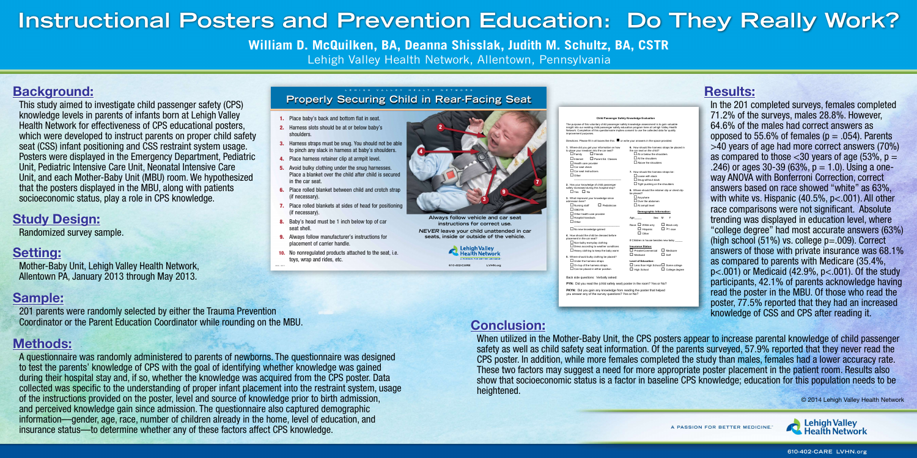# Instructional Posters and Prevention Education: Do They Really Work?

**William D. McQuilken, BA, Deanna Shisslak, Judith M. Schultz, BA, CSTR**

Lehigh Valley Health Network, Allentown, Pennsylvania

## Background:

This study aimed to investigate child passenger safety (CPS) knowledge levels in parents of infants born at Lehigh Valley Health Network for effectiveness of CPS educational posters, which were developed to instruct parents on proper child safety seat (CSS) infant positioning and CSS restraint system usage. Posters were displayed in the Emergency Department, Pediatric Unit, Pediatric Intensive Care Unit, Neonatal Intensive Care Unit, and each Mother-Baby Unit (MBU) room. We hypothesized that the posters displayed in the MBU, along with patients socioeconomic status, play a role in CPS knowledge.

## Study Design:

Randomized survey sample.

## Setting:

Mother-Baby Unit, Lehigh Valley Health Network, Allentown PA, January 2013 through May 2013.

## Sample:

201 parents were randomly selected by either the Trauma Prevention Coordinator or the Parent Education Coordinator while rounding on the MBU.

## Methods:

A questionnaire was randomly administered to parents of newborns. The questionnaire was designed to test the parents' knowledge of CPS with the goal of identifying whether knowledge was gained during their hospital stay and, if so, whether the knowledge was acquired from the CPS poster. Data collected was specific to the understanding of proper infant placement into the restraint system, usage of the instructions provided on the poster, level and source of knowledge prior to birth admission, and perceived knowledge gain since admission. The questionnaire also captured demographic information—gender, age, race, number of children already in the home, level of education, and insurance status—to determine whether any of these factors affect CPS knowledge.

LEHIGH VALLEY HEALTH NETWORK

### Properly Securing Child in Rear-Facing Seat

1. Place baby's back and bottom flat in seat.
2. Harness slots should be at or below baby's shoulders.
3. Harness straps must be snug. You should not be able to pinch any slack in harness at baby's shoulders.
4. Place harness retainer clip at armpit level.
5. Avoid bulky clothing under the snug harnesses. Place a blanket over the child after child is secured in the car seat.
6. Place rolled blanket between child and crotch strap (if necessary).
7. Place rolled blankets at sides of head for positioning (if necessary).
8. Baby's head must be 1 inch below top of car seat shell.
9. Always follow manufacturer's instructions for placement of carrier handle.
10. No nonregulated products attached to the seat, i.e. toys, wrap and rides, etc.

Always follow vehicle and car seat instructions for correct use.

*NEVER* leave your child unattended in car seats, inside or outside of the vehicle.

Lehigh Valley Health Network

610-402-CARE LVHN.org

### Child Passenger Safety Knowledge Evaluation

The purpose of this voluntary child passenger safety knowledge assessment is to gain valuable insight into our existing child passenger safety education program here at Lehigh Valley Health Network. Completion of this questionnaire implies consent to use the collected data for quality improvement purposes.

Directions: Please fill in all boxes like this: ■ or write your answers in the space provided.

1. Where did you get your information on how to place your newborn into the car seat?
   - ☐ Family ☐ Friends
   - ☐ Internet ☐ Parent Ed. Classes
   - ☐ Health care provider
   - ☐ Car seat check
   - ☐ Car seat instructions
   - ☐ Other
2. Has your knowledge of child passenger safety increased during this hospital stay?
   - ☐ Yes ☐ No
3. What improved your knowledge since admission here?
   - ☐ Nursing staff ☐ Pediatrician
   - ☐ OBGYN
   - ☐ Other health care provider
   - ☐ Hospital handouts
   - ☐ Other
   - ☐ No new knowledge gained
4. How should the child be dressed before placement in the car seat?
   - ☐ Non-bulky everyday clothing
   - ☐ Dress according to weather conditions
   - ☐ Heavy clothing to keep the baby warm
5. Where should bulky clothing be placed?
   - ☐ Under the harness straps
   - ☐ On top of the harness straps
   - ☐ Can be placed in either position
6. How should the harness straps be placed in the car seat on the child?
   - ☐ At or below the shoulders
   - ☐ At the shoulders
   - ☐ Above the shoulders
7. How should the harness straps be:
   - ☐ Loose with slack
   - ☐ Snug without slack
   - ☐ Tight pushing on the shoulders
8. Where should the retainer clip or chest clip be placed?
   - ☐ Anywhere
   - ☐ Over the abdomen
   - ☐ At armpit level

**Demographic Information:**

Age:____ Sex: M F

Race: ☐ White only ☐ Black only ☐ Hispanic ☐ 2+ race ☐ Other

# Children in house besides new baby ____

**Insurance Status:**
☐ Private/Commercial ☐ Medicare ☐ Medicaid ☐ Self

**Level of Education:**
☐ Less than High School ☐ Some college ☐ High School ☐ College degree

Back side questions: Verbally asked:

**PYN:** Did you read the (child safety seat) poster in the room? Yes or No?

**PKYN:** Did you gain any knowledge from reading the poster that helped you answer any of the survey questions? Yes or No?

## Results:

In the 201 completed surveys, females completed 71.2% of the surveys, males 28.8%. However, 64.6% of the males had correct answers as opposed to 55.6% of females ($p = .054$). Parents >40 years of age had more correct answers (70%) as compared to those <30 years of age (53%, $p = .246$) or ages 30-39 (63%, $p = 1.0$). Using a one-way ANOVA with Bonferroni Correction, correct answers based on race showed "white" as 63%, with white vs. Hispanic (40.5%, $p<.001$). All other race comparisons were not significant. Absolute trending was displayed in education level, where "college degree" had most accurate answers (63%) (high school (51%) vs. college $p=.009$). Correct answers of those with private insurance was 68.1% as compared to parents with Medicare (35.4%, $p<.001$) or Medicaid (42.9%, $p<.001$). Of the study participants, 42.1% of parents acknowledge having read the poster in the MBU. Of those who read the poster, 77.5% reported that they had an increased knowledge of CSS and CPS after reading it.

## Conclusion:

When utilized in the Mother-Baby Unit, the CPS posters appear to increase parental knowledge of child passenger safety as well as child safety seat information. Of the parents surveyed, 57.9% reported that they never read the CPS poster. In addition, while more females completed the study than males, females had a lower accuracy rate. These two factors may suggest a need for more appropriate poster placement in the patient room. Results also show that socioeconomic status is a factor in baseline CPS knowledge; education for this population needs to be heightened.

© 2014 Lehigh Valley Health Network

A PASSION FOR BETTER MEDICINE.™ Lehigh Valley Health Network

610-402-CARE LVHN.org